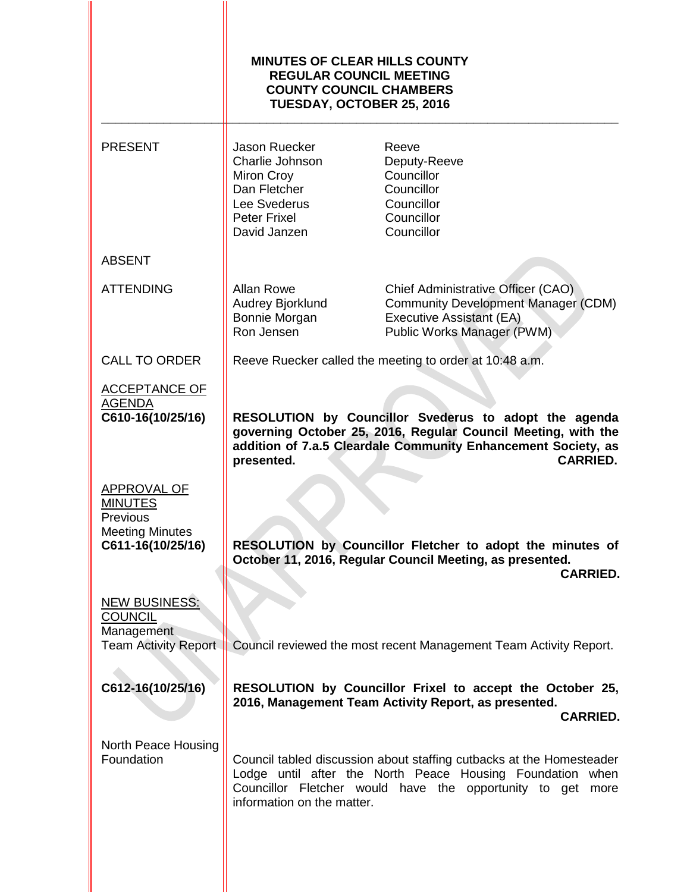# MINUTES OF CLEAR HILLS COUNTY
## REGULAR COUNCIL MEETING
## COUNTY COUNCIL CHAMBERS
## TUESDAY, OCTOBER 25, 2016

---

| | | |
|---|---|---|
| PRESENT | Jason Ruecker | Reeve |
| | Charlie Johnson | Deputy-Reeve |
| | Miron Croy | Councillor |
| | Dan Fletcher | Councillor |
| | Lee Svederus | Councillor |
| | Peter Frixel | Councillor |
| | David Janzen | Councillor |
| ABSENT | | |
| ATTENDING | Allan Rowe | Chief Administrative Officer (CAO) |
| | Audrey Bjorklund | Community Development Manager (CDM) |
| | Bonnie Morgan | Executive Assistant (EA) |
| | Ron Jensen | Public Works Manager (PWM) |

**CALL TO ORDER**

Reeve Ruecker called the meeting to order at 10:48 a.m.

**ACCEPTANCE OF AGENDA**

**C610-16(10/25/16)**

**RESOLUTION by Councillor Svederus to adopt the agenda governing October 25, 2016, Regular Council Meeting, with the addition of 7.a.5 Cleardale Community Enhancement Society, as presented. CARRIED.**

**APPROVAL OF MINUTES**

Previous Meeting Minutes

**C611-16(10/25/16)**

**RESOLUTION by Councillor Fletcher to adopt the minutes of October 11, 2016, Regular Council Meeting, as presented. CARRIED.**

**NEW BUSINESS: COUNCIL**

Management Team Activity Report

Council reviewed the most recent Management Team Activity Report.

**C612-16(10/25/16)**

**RESOLUTION by Councillor Frixel to accept the October 25, 2016, Management Team Activity Report, as presented. CARRIED.**

North Peace Housing Foundation

Council tabled discussion about staffing cutbacks at the Homesteader Lodge until after the North Peace Housing Foundation when Councillor Fletcher would have the opportunity to get more information on the matter.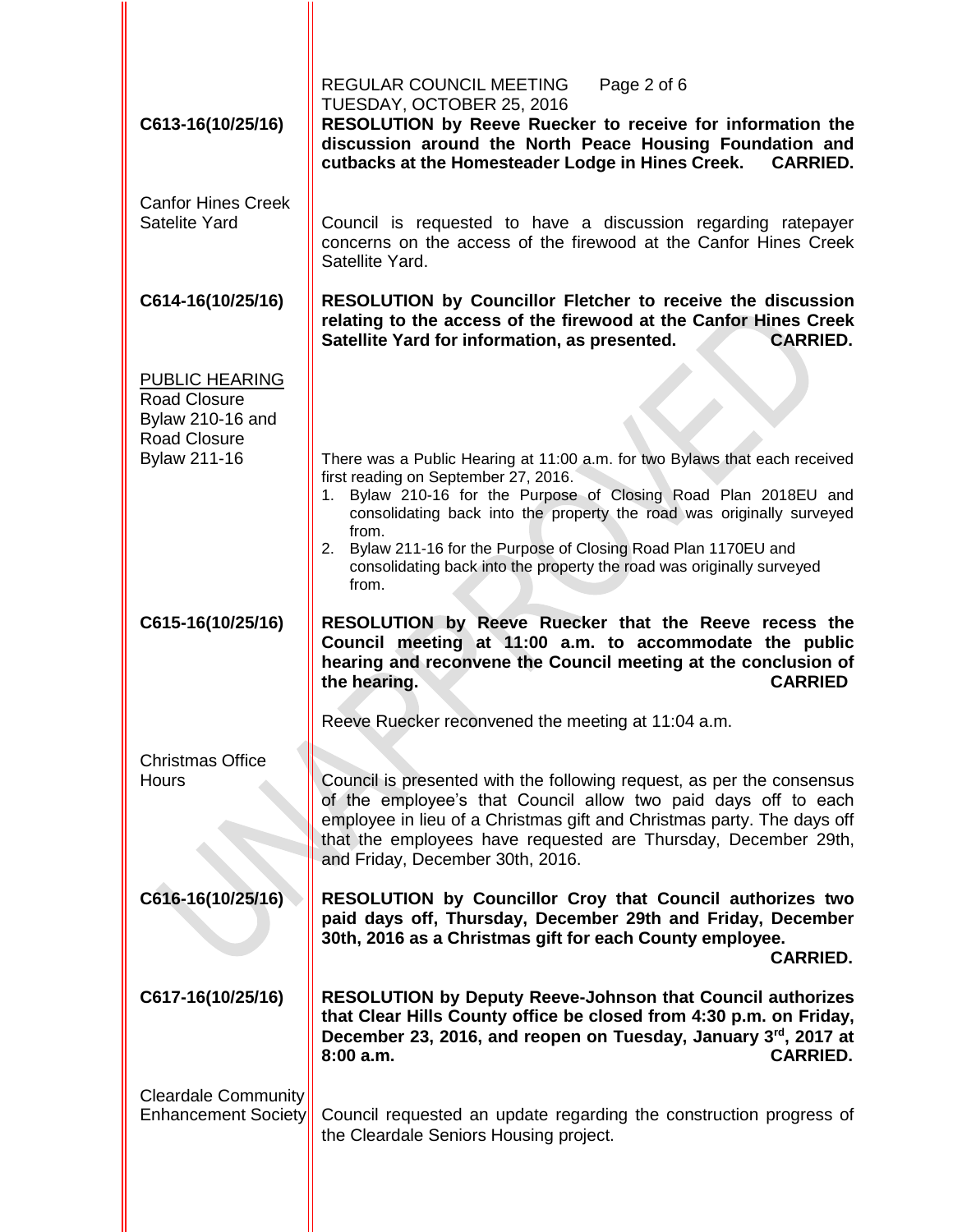| | |
|---|---|
| **C613-16(10/25/16)** | **RESOLUTION by Reeve Ruecker to receive for information the discussion around the North Peace Housing Foundation and cutbacks at the Homesteader Lodge in Hines Creek. CARRIED.** |
| Canfor Hines Creek Satelite Yard | Council is requested to have a discussion regarding ratepayer concerns on the access of the firewood at the Canfor Hines Creek Satellite Yard. |
| **C614-16(10/25/16)** | **RESOLUTION by Councillor Fletcher to receive the discussion relating to the access of the firewood at the Canfor Hines Creek Satellite Yard for information, as presented. CARRIED.** |
| PUBLIC HEARING<br>Road Closure Bylaw 210-16 and Road Closure Bylaw 211-16 | There was a Public Hearing at 11:00 a.m. for two Bylaws that each received first reading on September 27, 2016.<br>1. Bylaw 210-16 for the Purpose of Closing Road Plan 2018EU and consolidating back into the property the road was originally surveyed from.<br>2. Bylaw 211-16 for the Purpose of Closing Road Plan 1170EU and consolidating back into the property the road was originally surveyed from. |
| **C615-16(10/25/16)** | **RESOLUTION by Reeve Ruecker that the Reeve recess the Council meeting at 11:00 a.m. to accommodate the public hearing and reconvene the Council meeting at the conclusion of the hearing. CARRIED**<br><br>Reeve Ruecker reconvened the meeting at 11:04 a.m. |
| Christmas Office Hours | Council is presented with the following request, as per the consensus of the employee's that Council allow two paid days off to each employee in lieu of a Christmas gift and Christmas party. The days off that the employees have requested are Thursday, December 29th, and Friday, December 30th, 2016. |
| **C616-16(10/25/16)** | **RESOLUTION by Councillor Croy that Council authorizes two paid days off, Thursday, December 29th and Friday, December 30th, 2016 as a Christmas gift for each County employee. CARRIED.** |
| **C617-16(10/25/16)** | **RESOLUTION by Deputy Reeve-Johnson that Council authorizes that Clear Hills County office be closed from 4:30 p.m. on Friday, December 23, 2016, and reopen on Tuesday, January 3rd, 2017 at 8:00 a.m. CARRIED.** |
| Cleardale Community Enhancement Society | Council requested an update regarding the construction progress of the Cleardale Seniors Housing project. |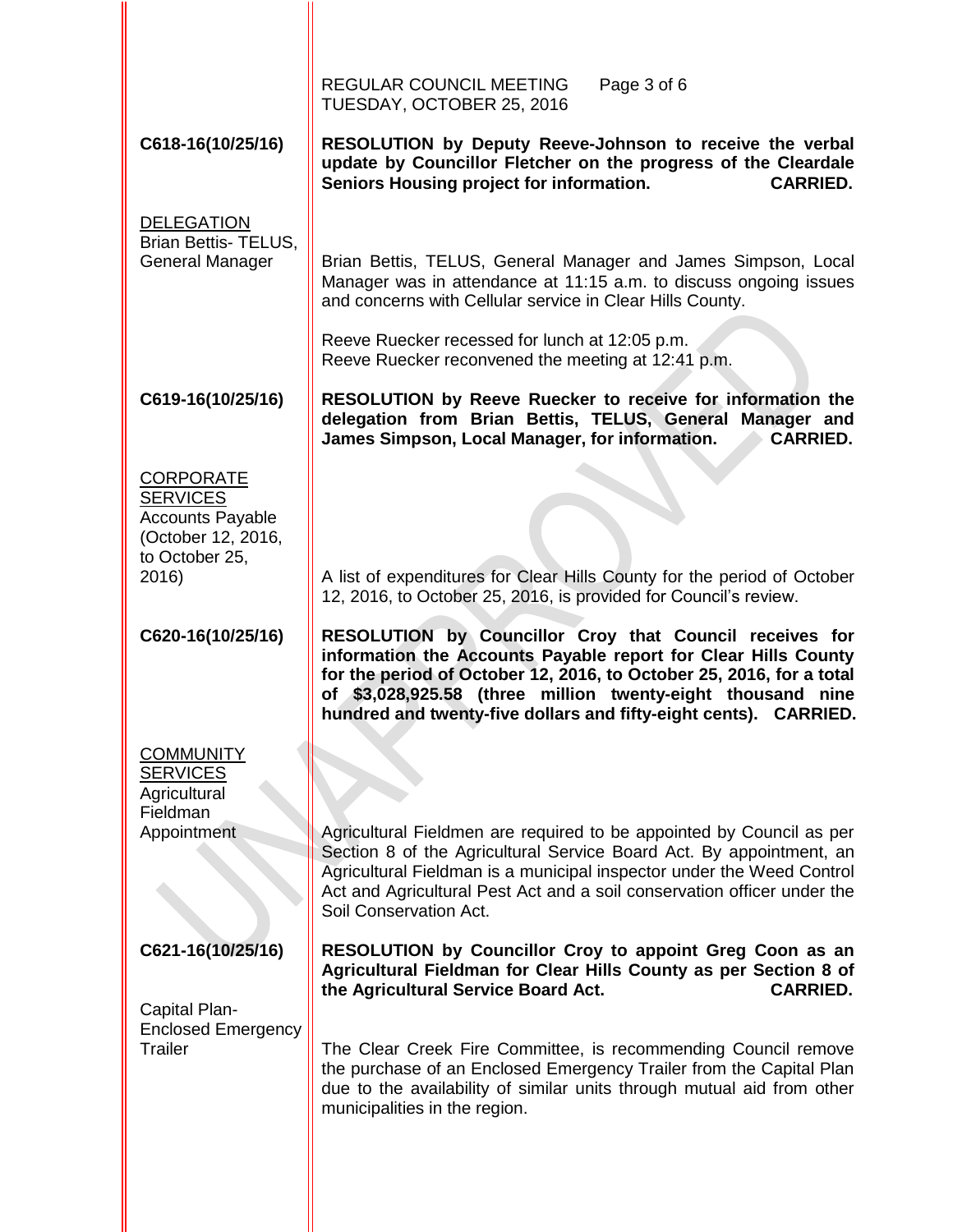**C618-16(10/25/16)**

**RESOLUTION by Deputy Reeve-Johnson to receive the verbal update by Councillor Fletcher on the progress of the Cleardale Seniors Housing project for information. CARRIED.**

DELEGATION
Brian Bettis- TELUS, General Manager

Brian Bettis, TELUS, General Manager and James Simpson, Local Manager was in attendance at 11:15 a.m. to discuss ongoing issues and concerns with Cellular service in Clear Hills County.

Reeve Ruecker recessed for lunch at 12:05 p.m.
Reeve Ruecker reconvened the meeting at 12:41 p.m.

**C619-16(10/25/16)**

**RESOLUTION by Reeve Ruecker to receive for information the delegation from Brian Bettis, TELUS, General Manager and James Simpson, Local Manager, for information. CARRIED.**

CORPORATE SERVICES
Accounts Payable (October 12, 2016, to October 25, 2016)

A list of expenditures for Clear Hills County for the period of October 12, 2016, to October 25, 2016, is provided for Council's review.

**C620-16(10/25/16)**

**RESOLUTION by Councillor Croy that Council receives for information the Accounts Payable report for Clear Hills County for the period of October 12, 2016, to October 25, 2016, for a total of $3,028,925.58 (three million twenty-eight thousand nine hundred and twenty-five dollars and fifty-eight cents). CARRIED.**

COMMUNITY SERVICES
Agricultural Fieldman Appointment

Agricultural Fieldmen are required to be appointed by Council as per Section 8 of the Agricultural Service Board Act. By appointment, an Agricultural Fieldman is a municipal inspector under the Weed Control Act and Agricultural Pest Act and a soil conservation officer under the Soil Conservation Act.

**C621-16(10/25/16)**

**RESOLUTION by Councillor Croy to appoint Greg Coon as an Agricultural Fieldman for Clear Hills County as per Section 8 of the Agricultural Service Board Act. CARRIED.**

Capital Plan- Enclosed Emergency Trailer

The Clear Creek Fire Committee, is recommending Council remove the purchase of an Enclosed Emergency Trailer from the Capital Plan due to the availability of similar units through mutual aid from other municipalities in the region.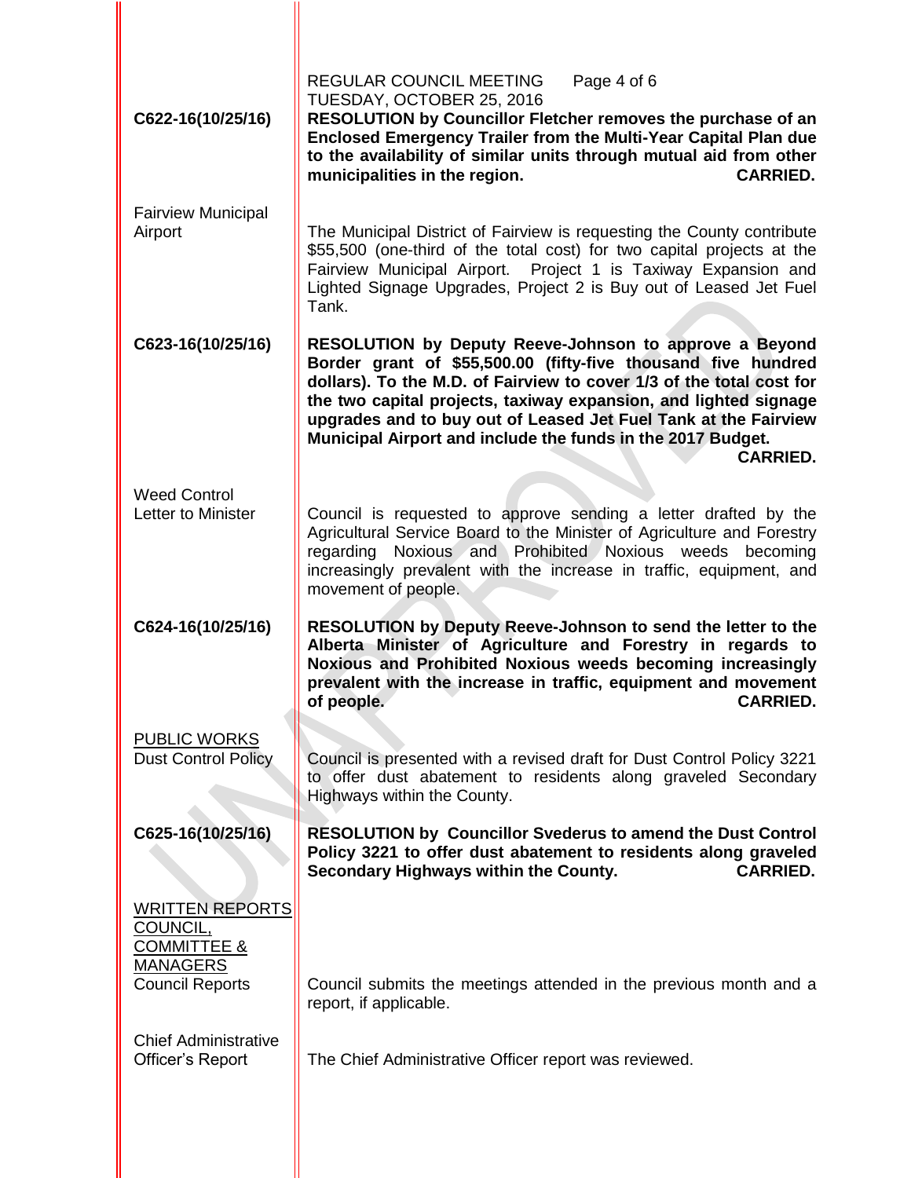**C622-16(10/25/16)**

**RESOLUTION by Councillor Fletcher removes the purchase of an Enclosed Emergency Trailer from the Multi-Year Capital Plan due to the availability of similar units through mutual aid from other municipalities in the region. CARRIED.**

Fairview Municipal Airport

The Municipal District of Fairview is requesting the County contribute $55,500 (one-third of the total cost) for two capital projects at the Fairview Municipal Airport. Project 1 is Taxiway Expansion and Lighted Signage Upgrades, Project 2 is Buy out of Leased Jet Fuel Tank.

**C623-16(10/25/16)**

**RESOLUTION by Deputy Reeve-Johnson to approve a Beyond Border grant of $55,500.00 (fifty-five thousand five hundred dollars). To the M.D. of Fairview to cover 1/3 of the total cost for the two capital projects, taxiway expansion, and lighted signage upgrades and to buy out of Leased Jet Fuel Tank at the Fairview Municipal Airport and include the funds in the 2017 Budget. CARRIED.**

Weed Control Letter to Minister

Council is requested to approve sending a letter drafted by the Agricultural Service Board to the Minister of Agriculture and Forestry regarding Noxious and Prohibited Noxious weeds becoming increasingly prevalent with the increase in traffic, equipment, and movement of people.

**C624-16(10/25/16)**

**RESOLUTION by Deputy Reeve-Johnson to send the letter to the Alberta Minister of Agriculture and Forestry in regards to Noxious and Prohibited Noxious weeds becoming increasingly prevalent with the increase in traffic, equipment and movement of people. CARRIED.**

PUBLIC WORKS

Dust Control Policy

Council is presented with a revised draft for Dust Control Policy 3221 to offer dust abatement to residents along graveled Secondary Highways within the County.

**C625-16(10/25/16)**

**RESOLUTION by Councillor Svederus to amend the Dust Control Policy 3221 to offer dust abatement to residents along graveled Secondary Highways within the County. CARRIED.**

WRITTEN REPORTS COUNCIL, COMMITTEE & MANAGERS

Council Reports

Council submits the meetings attended in the previous month and a report, if applicable.

Chief Administrative Officer's Report

The Chief Administrative Officer report was reviewed.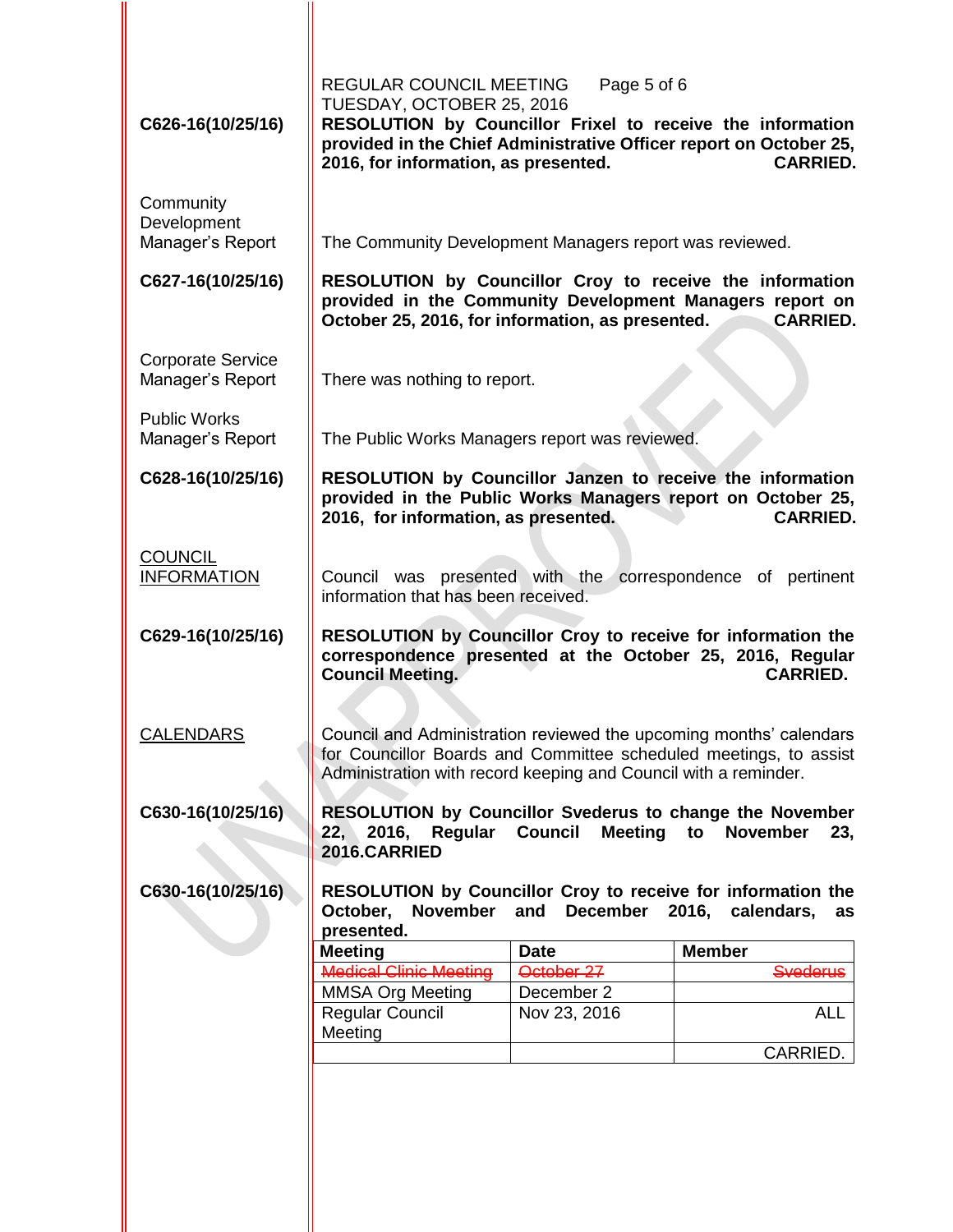C626-16(10/25/16) **RESOLUTION by Councillor Frixel to receive the information provided in the Chief Administrative Officer report on October 25, 2016, for information, as presented. CARRIED.**

Community Development Manager's Report

The Community Development Managers report was reviewed.

C627-16(10/25/16) **RESOLUTION by Councillor Croy to receive the information provided in the Community Development Managers report on October 25, 2016, for information, as presented. CARRIED.**

Corporate Service Manager's Report

There was nothing to report.

Public Works Manager's Report

The Public Works Managers report was reviewed.

C628-16(10/25/16) **RESOLUTION by Councillor Janzen to receive the information provided in the Public Works Managers report on October 25, 2016, for information, as presented. CARRIED.**

COUNCIL INFORMATION

Council was presented with the correspondence of pertinent information that has been received.

C629-16(10/25/16) **RESOLUTION by Councillor Croy to receive for information the correspondence presented at the October 25, 2016, Regular Council Meeting. CARRIED.**

CALENDARS

Council and Administration reviewed the upcoming months' calendars for Councillor Boards and Committee scheduled meetings, to assist Administration with record keeping and Council with a reminder.

C630-16(10/25/16) **RESOLUTION by Councillor Svederus to change the November 22, 2016, Regular Council Meeting to November 23, 2016.CARRIED**

C630-16(10/25/16) **RESOLUTION by Councillor Croy to receive for information the October, November and December 2016, calendars, as presented.**

| Meeting | Date | Member |
|---|---|---|
| ~~Medical Clinic Meeting~~ | ~~October 27~~ | ~~Svederus~~ |
| MMSA Org Meeting | December 2 | |
| Regular Council Meeting | Nov 23, 2016 | ALL |
| | | CARRIED. |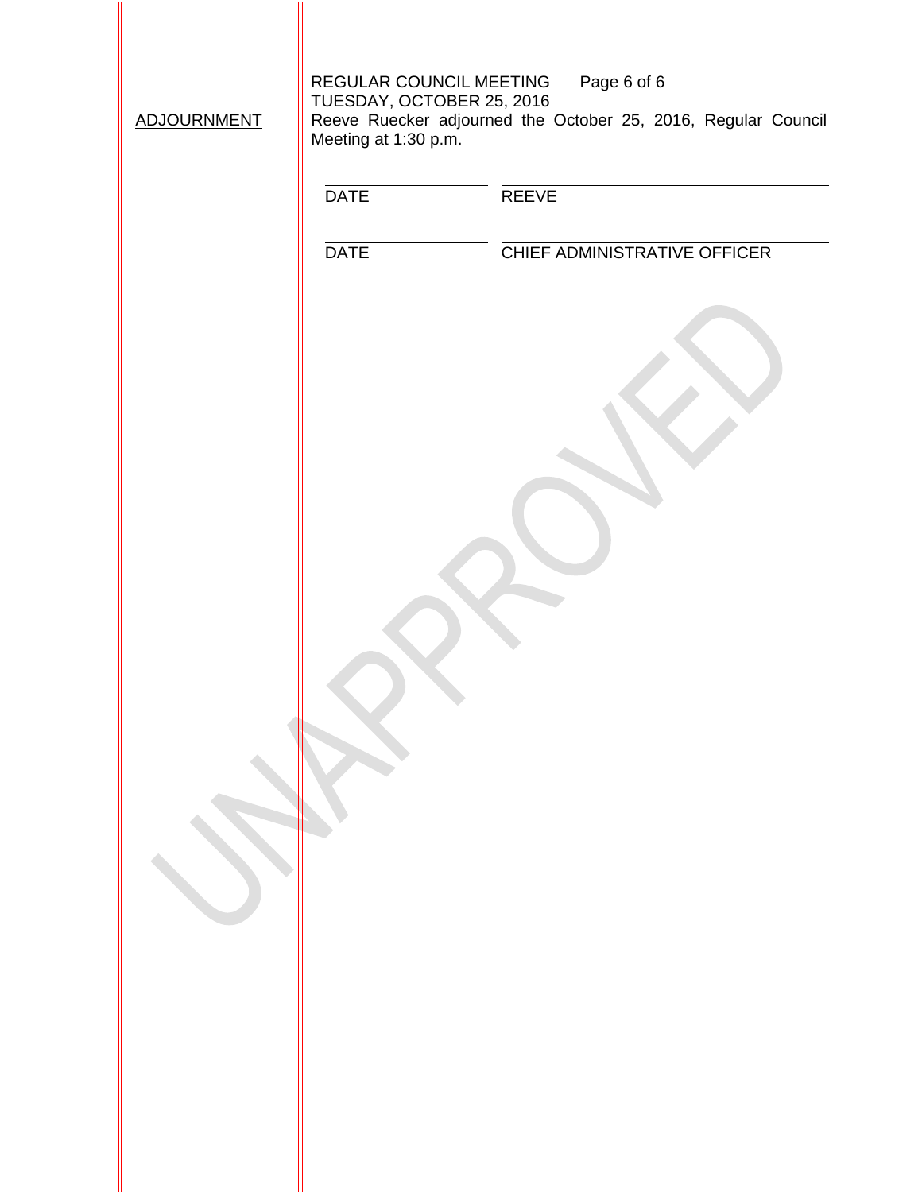REGULAR COUNCIL MEETING

TUESDAY, OCTOBER 25, 2016

ADJOURNMENT

Reeve Ruecker adjourned the October 25, 2016, Regular Council Meeting at 1:30 p.m.

| | |
|---|---|
| DATE | REEVE |
| DATE | CHIEF ADMINISTRATIVE OFFICER |

UNAPPROVED